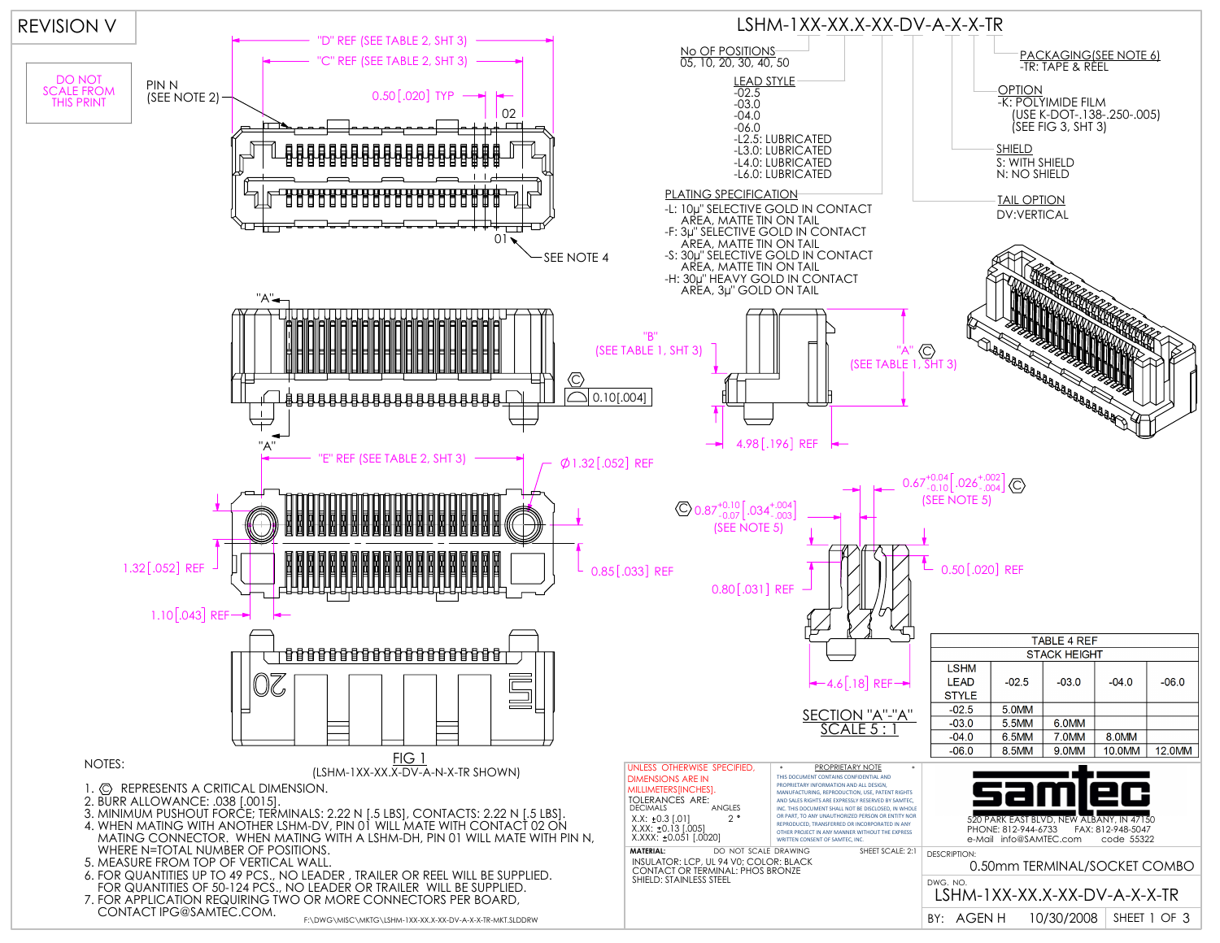REVISION V

DO NOT SCALE FROM THIS PRINT

# LSHM-1XX-XX.X-XX-DV-A-X-X-TR

No OF POSITIONS
05, 10, 20, 30, 40, 50

LEAD STYLE
-02.5
-03.0
-04.0
-06.0
-L2.5: LUBRICATED
-L3.0: LUBRICATED
-L4.0: LUBRICATED
-L6.0: LUBRICATED

PLATING SPECIFICATION
-L: 10µ" SELECTIVE GOLD IN CONTACT AREA, MATTE TIN ON TAIL
-F: 3µ" SELECTIVE GOLD IN CONTACT AREA, MATTE TIN ON TAIL
-S: 30µ" SELECTIVE GOLD IN CONTACT AREA, MATTE TIN ON TAIL
-H: 30µ" HEAVY GOLD IN CONTACT AREA, 3µ" GOLD ON TAIL

PACKAGING(SEE NOTE 6)
-TR: TAPE & REEL

OPTION
-K: POLYIMIDE FILM (USE K-DOT-.138-.250-.005) (SEE FIG 3, SHT 3)

SHIELD
S: WITH SHIELD
N: NO SHIELD

TAIL OPTION
DV:VERTICAL

PIN N (SEE NOTE 2)

"D" REF (SEE TABLE 2, SHT 3)
"C" REF (SEE TABLE 2, SHT 3)
0.50 [.020] TYP
02
01
SEE NOTE 4
"A"
"A"
0.10[.004]
"B" (SEE TABLE 1, SHT 3)
"A" (SEE TABLE 1, SHT 3)
4.98 [.196] REF
"E" REF (SEE TABLE 2, SHT 3)
Ø1.32 [.052] REF
1.32 [.052] REF
0.85 [.033] REF
1.10 [.043] REF
0.87 $^{+0.10}_{-0.07}$ [.034 $^{+.004}_{-.003}$] (SEE NOTE 5)
0.67 $^{+0.04}_{-0.10}$ [.026 $^{+.002}_{-.004}$] (SEE NOTE 5)
0.80 [.031] REF
0.50 [.020] REF
4.6 [.18] REF

SECTION "A"-"A"
SCALE 5 : 1

FIG 1
(LSHM-1XX-XX.X-DV-A-N-X-TR SHOWN)

| TABLE 4 REF | | | | |
|---|---|---|---|---|
| STACK HEIGHT | | | | |
| LSHM LEAD STYLE | -02.5 | -03.0 | -04.0 | -06.0 |
| -02.5 | 5.0MM | | | |
| -03.0 | 5.5MM | 6.0MM | | |
| -04.0 | 6.5MM | 7.0MM | 8.0MM | |
| -06.0 | 8.5MM | 9.0MM | 10.0MM | 12.0MM |

NOTES:

1. Ⓒ REPRESENTS A CRITICAL DIMENSION.
2. BURR ALLOWANCE: .038 [.0015].
3. MINIMUM PUSHOUT FORCE; TERMINALS: 2.22 N [.5 LBS], CONTACTS: 2.22 N [.5 LBS].
4. WHEN MATING WITH ANOTHER LSHM-DV, PIN 01 WILL MATE WITH CONTACT 02 ON MATING CONNECTOR. WHEN MATING WITH A LSHM-DH, PIN 01 WILL MATE WITH PIN N, WHERE N=TOTAL NUMBER OF POSITIONS.
5. MEASURE FROM TOP OF VERTICAL WALL.
6. FOR QUANTITIES UP TO 49 PCS., NO LEADER , TRAILER OR REEL WILL BE SUPPLIED. FOR QUANTITIES OF 50-124 PCS., NO LEADER OR TRAILER WILL BE SUPPLIED.
7. FOR APPLICATION REQUIRING TWO OR MORE CONNECTORS PER BOARD, CONTACT IPG@SAMTEC.COM.

F:\DWG\MISC\MKTG\LSHM-1XX-XX.X-XX-DV-A-X-X-TR-MKT.SLDDRW

UNLESS OTHERWISE SPECIFIED, DIMENSIONS ARE IN MILLIMETERS[INCHES].
TOLERANCES ARE:
DECIMALS: X.X: ±0.3 [.01]; X.XX: ±0.13 [.005]; X.XXX: ±0.051 [.0020]
ANGLES: 2 °

PROPRIETARY NOTE
THIS DOCUMENT CONTAINS CONFIDENTIAL AND PROPRIETARY INFORMATION AND ALL DESIGN, MANUFACTURING, REPRODUCTION, USE, PATENT RIGHTS AND SALES RIGHTS ARE EXPRESSLY RESERVED BY SAMTEC, INC. THIS DOCUMENT SHALL NOT BE DISCLOSED, IN WHOLE OR PART, TO ANY UNAUTHORIZED PERSON OR ENTITY NOR REPRODUCED, TRANSFERRED OR INCORPORATED IN ANY OTHER PROJECT IN ANY MANNER WITHOUT THE EXPRESS WRITTEN CONSENT OF SAMTEC, INC.

MATERIAL: DO NOT SCALE DRAWING SHEET SCALE: 2:1
INSULATOR: LCP, UL 94 V0; COLOR: BLACK
CONTACT OR TERMINAL: PHOS BRONZE
SHIELD: STAINLESS STEEL

samtec
520 PARK EAST BLVD, NEW ALBANY, IN 47150
PHONE: 812-944-6733 FAX: 812-948-5047
e-Mail info@SAMTEC.com code 55322

DESCRIPTION: 0.50mm TERMINAL/SOCKET COMBO

DWG. NO. LSHM-1XX-XX.X-XX-DV-A-X-X-TR

BY: AGEN H 10/30/2008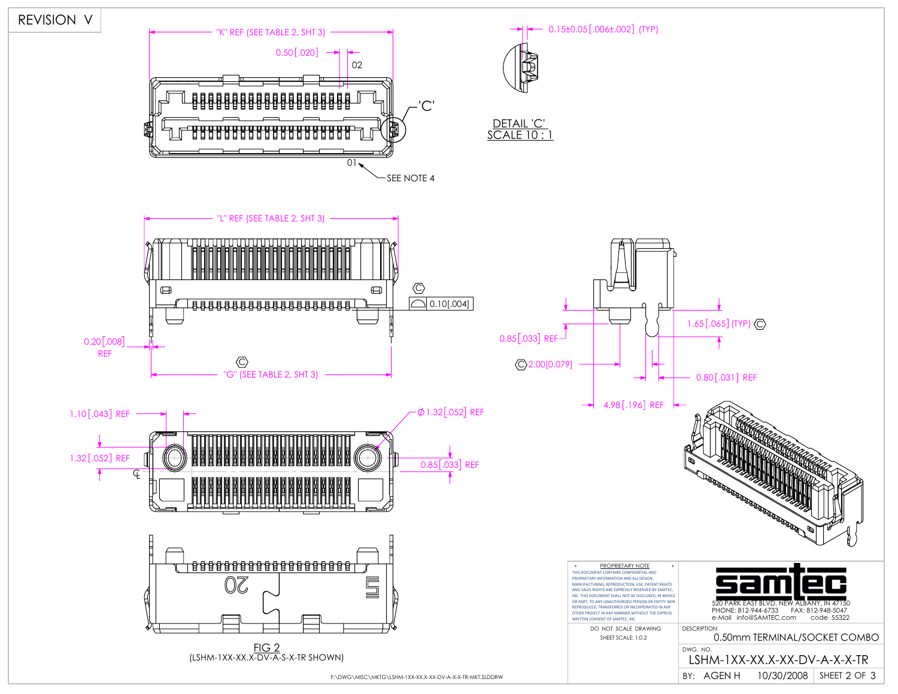REVISION V

"K" REF (SEE TABLE 2, SHT 3)

0.50 [.020]

02

'C'

01

SEE NOTE 4

0.15±0.05 [.006±.002] (TYP)

DETAIL 'C'
SCALE 10 : 1

"L" REF (SEE TABLE 2, SHT 3)

0.10 [.004]

0.20 [.008] REF

"G" (SEE TABLE 2, SHT 3)

0.85 [.033] REF

2.00 [0.079]

1.65 [.065] (TYP)

0.80 [.031] REF

4.98 [.196] REF

1.10 [.043] REF

Ø1.32 [.052] REF

1.32 [.052] REF

0.85 [.033] REF

FIG 2
(LSHM-1XX-XX.X-DV-A-S-X-TR SHOWN)

F:\DWG\MISC\MKTG\LSHM-1XX-XX.X-XX-DV-A-X-X-TR-MKT.SLDDRW

PROPRIETARY NOTE
THIS DOCUMENT CONTAINS CONFIDENTIAL AND PROPRIETARY INFORMATION AND ALL DESIGN, MANUFACTURING, REPRODUCTION, USE, PATENT RIGHTS AND SALES RIGHTS ARE EXPRESSLY RESERVED BY SAMTEC, INC. THIS DOCUMENT SHALL NOT BE DISCLOSED, IN WHOLE OR PART, TO ANY UNAUTHORIZED PERSON OR ENTITY NOR REPRODUCED, TRANSFERRED OR INCORPORATED IN ANY OTHER PROJECT IN ANY MANNER WITHOUT THE EXPRESS WRITTEN CONSENT OF SAMTEC, INC.

DO NOT SCALE DRAWING
SHEET SCALE: 1:0.2

samtec
520 PARK EAST BLVD, NEW ALBANY, IN 47150
PHONE: 812-944-6733 FAX: 812-948-5047
e-Mail info@SAMTEC.com code 55322

DESCRIPTION: 0.50mm TERMINAL/SOCKET COMBO

DWG. NO. LSHM-1XX-XX.X-XX-DV-A-X-X-TR

BY: AGEN H 10/30/2008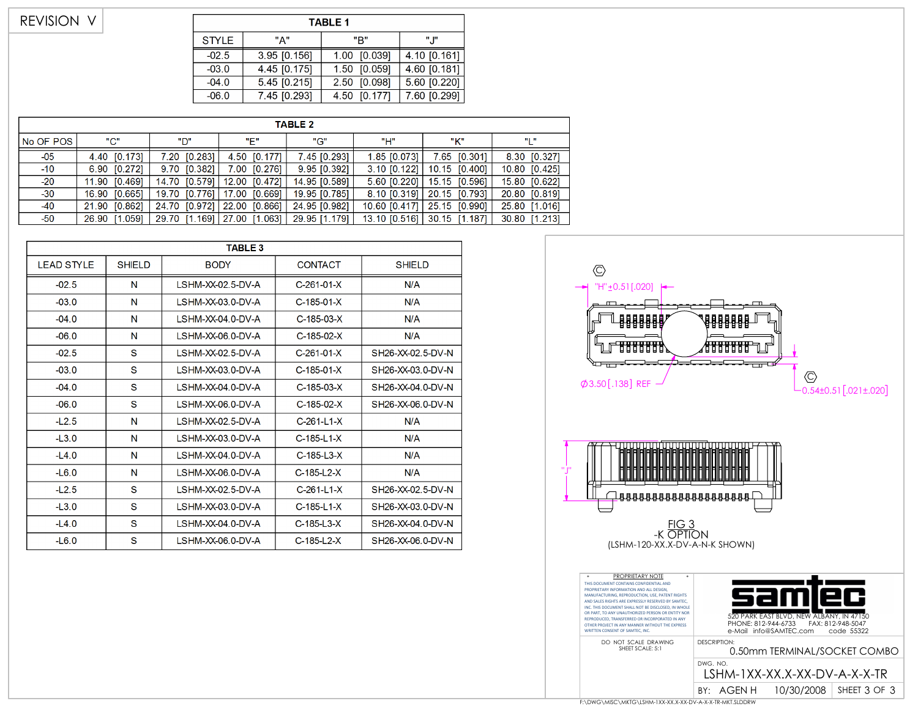REVISION V

| TABLE 1 | | | |
|---|---|---|---|
| STYLE | "A" | "B" | "J" |
| -02.5 | 3.95 [0.156] | 1.00 [0.039] | 4.10 [0.161] |
| -03.0 | 4.45 [0.175] | 1.50 [0.059] | 4.60 [0.181] |
| -04.0 | 5.45 [0.215] | 2.50 [0.098] | 5.60 [0.220] |
| -06.0 | 7.45 [0.293] | 4.50 [0.177] | 7.60 [0.299] |

| TABLE 2 | | | | | | | |
|---|---|---|---|---|---|---|---|
| No OF POS | "C" | "D" | "E" | "G" | "H" | "K" | "L" |
| -05 | 4.40 [0.173] | 7.20 [0.283] | 4.50 [0.177] | 7.45 [0.293] | 1.85 [0.073] | 7.65 [0.301] | 8.30 [0.327] |
| -10 | 6.90 [0.272] | 9.70 [0.382] | 7.00 [0.276] | 9.95 [0.392] | 3.10 [0.122] | 10.15 [0.400] | 10.80 [0.425] |
| -20 | 11.90 [0.469] | 14.70 [0.579] | 12.00 [0.472] | 14.95 [0.589] | 5.60 [0.220] | 15.15 [0.596] | 15.80 [0.622] |
| -30 | 16.90 [0.665] | 19.70 [0.776] | 17.00 [0.669] | 19.95 [0.785] | 8.10 [0.319] | 20.15 [0.793] | 20.80 [0.819] |
| -40 | 21.90 [0.862] | 24.70 [0.972] | 22.00 [0.866] | 24.95 [0.982] | 10.60 [0.417] | 25.15 [0.990] | 25.80 [1.016] |
| -50 | 26.90 [1.059] | 29.70 [1.169] | 27.00 [1.063] | 29.95 [1.179] | 13.10 [0.516] | 30.15 [1.187] | 30.80 [1.213] |

| TABLE 3 | | | | |
|---|---|---|---|---|
| LEAD STYLE | SHIELD | BODY | CONTACT | SHIELD |
| -02.5 | N | LSHM-XX-02.5-DV-A | C-261-01-X | N/A |
| -03.0 | N | LSHM-XX-03.0-DV-A | C-185-01-X | N/A |
| -04.0 | N | LSHM-XX-04.0-DV-A | C-185-03-X | N/A |
| -06.0 | N | LSHM-XX-06.0-DV-A | C-185-02-X | N/A |
| -02.5 | S | LSHM-XX-02.5-DV-A | C-261-01-X | SH26-XX-02.5-DV-N |
| -03.0 | S | LSHM-XX-03.0-DV-A | C-185-01-X | SH26-XX-03.0-DV-N |
| -04.0 | S | LSHM-XX-04.0-DV-A | C-185-03-X | SH26-XX-04.0-DV-N |
| -06.0 | S | LSHM-XX-06.0-DV-A | C-185-02-X | SH26-XX-06.0-DV-N |
| -L2.5 | N | LSHM-XX-02.5-DV-A | C-261-L1-X | N/A |
| -L3.0 | N | LSHM-XX-03.0-DV-A | C-185-L1-X | N/A |
| -L4.0 | N | LSHM-XX-04.0-DV-A | C-185-L3-X | N/A |
| -L6.0 | N | LSHM-XX-06.0-DV-A | C-185-L2-X | N/A |
| -L2.5 | S | LSHM-XX-02.5-DV-A | C-261-L1-X | SH26-XX-02.5-DV-N |
| -L3.0 | S | LSHM-XX-03.0-DV-A | C-185-L1-X | SH26-XX-03.0-DV-N |
| -L4.0 | S | LSHM-XX-04.0-DV-A | C-185-L3-X | SH26-XX-04.0-DV-N |
| -L6.0 | S | LSHM-XX-06.0-DV-A | C-185-L2-X | SH26-XX-06.0-DV-N |

"H" ±0.51 [.020]

Ø3.50 [.138] REF

0.54±0.51 [.021±.020]

"J"

FIG 3
-K OPTION
(LSHM-120-XX.X-DV-A-N-K SHOWN)

PROPRIETARY NOTE

THIS DOCUMENT CONTAINS CONFIDENTIAL AND PROPRIETARY INFORMATION AND ALL DESIGN, MANUFACTURING, REPRODUCTION, USE, PATENT RIGHTS AND SALES RIGHTS ARE EXPRESSLY RESERVED BY SAMTEC, INC. THIS DOCUMENT SHALL NOT BE DISCLOSED, IN WHOLE OR PART, TO ANY UNAUTHORIZED PERSON OR ENTITY NOR REPRODUCED, TRANSFERRED OR INCORPORATED IN ANY OTHER PROJECT IN ANY MANNER WITHOUT THE EXPRESS WRITTEN CONSENT OF SAMTEC, INC.

samtec
520 PARK EAST BLVD, NEW ALBANY, IN 47150
PHONE: 812-944-6733 FAX: 812-948-5047
e-Mail info@SAMTEC.com code 55322

DO NOT SCALE DRAWING
SHEET SCALE: 5:1

DESCRIPTION: 0.50mm TERMINAL/SOCKET COMBO

DWG. NO. LSHM-1XX-XX.X-XX-DV-A-X-X-TR

BY: AGEN H 10/30/2008 SHEET 3 OF 3

F:\DWG\MISC\MKTG\LSHM-1XX-XX.X-XX-DV-A-X-X-TR-MKT.SLDDRW